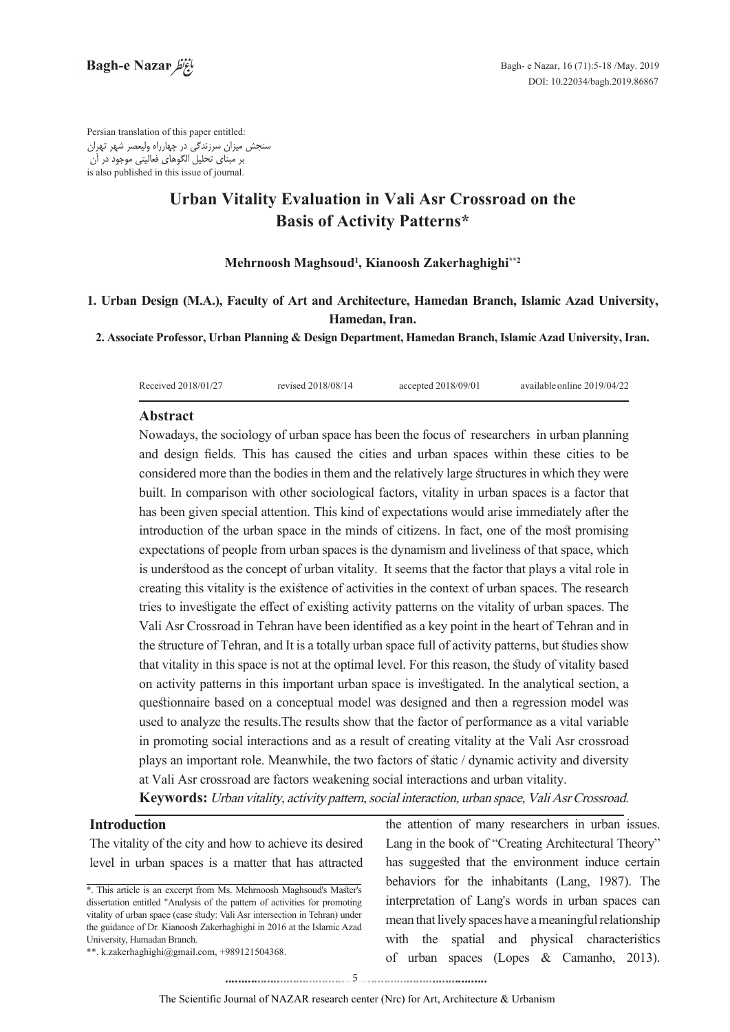Persian translation of this paper entitled:
سنجش میزان سرزندگی در چهارراه ولیعصر شهر تهران
بر مبنای تحلیل الگوهای فعالیتی موجود در آن
is also published in this issue of journal.

# Urban Vitality Evaluation in Vali Asr Crossroad on the Basis of Activity Patterns*

**Mehrnoosh Maghsoud[1], Kianoosh Zakerhaghighi**[2]**

**1. Urban Design (M.A.), Faculty of Art and Architecture, Hamedan Branch, Islamic Azad University, Hamedan, Iran.**

**2. Associate Professor, Urban Planning & Design Department, Hamedan Branch, Islamic Azad University, Iran.**

Received 2018/01/27 revised 2018/08/14 accepted 2018/09/01 available online 2019/04/22

## Abstract

Nowadays, the sociology of urban space has been the focus of researchers in urban planning and design fields. This has caused the cities and urban spaces within these cities to be considered more than the bodies in them and the relatively large structures in which they were built. In comparison with other sociological factors, vitality in urban spaces is a factor that has been given special attention. This kind of expectations would arise immediately after the introduction of the urban space in the minds of citizens. In fact, one of the most promising expectations of people from urban spaces is the dynamism and liveliness of that space, which is understood as the concept of urban vitality. It seems that the factor that plays a vital role in creating this vitality is the existence of activities in the context of urban spaces. The research tries to investigate the effect of existing activity patterns on the vitality of urban spaces. The Vali Asr Crossroad in Tehran have been identified as a key point in the heart of Tehran and in the structure of Tehran, and It is a totally urban space full of activity patterns, but studies show that vitality in this space is not at the optimal level. For this reason, the study of vitality based on activity patterns in this important urban space is investigated. In the analytical section, a questionnaire based on a conceptual model was designed and then a regression model was used to analyze the results.The results show that the factor of performance as a vital variable in promoting social interactions and as a result of creating vitality at the Vali Asr crossroad plays an important role. Meanwhile, the two factors of static / dynamic activity and diversity at Vali Asr crossroad are factors weakening social interactions and urban vitality.

**Keywords:** *Urban vitality, activity pattern, social interaction, urban space, Vali Asr Crossroad.*

## Introduction

The vitality of the city and how to achieve its desired level in urban spaces is a matter that has attracted the attention of many researchers in urban issues. Lang in the book of "Creating Architectural Theory" has suggested that the environment induce certain behaviors for the inhabitants (Lang, 1987). The interpretation of Lang's words in urban spaces can mean that lively spaces have a meaningful relationship with the spatial and physical characteristics of urban spaces (Lopes & Camanho, 2013).

*. This article is an excerpt from Ms. Mehrnoosh Maghsoud's Master's dissertation entitled "Analysis of the pattern of activities for promoting vitality of urban space (case study: Vali Asr intersection in Tehran) under the guidance of Dr. Kianoosh Zakerhaghighi in 2016 at the Islamic Azad University, Hamadan Branch.

**. k.zakerhaghighi@gmail.com, +989121504368.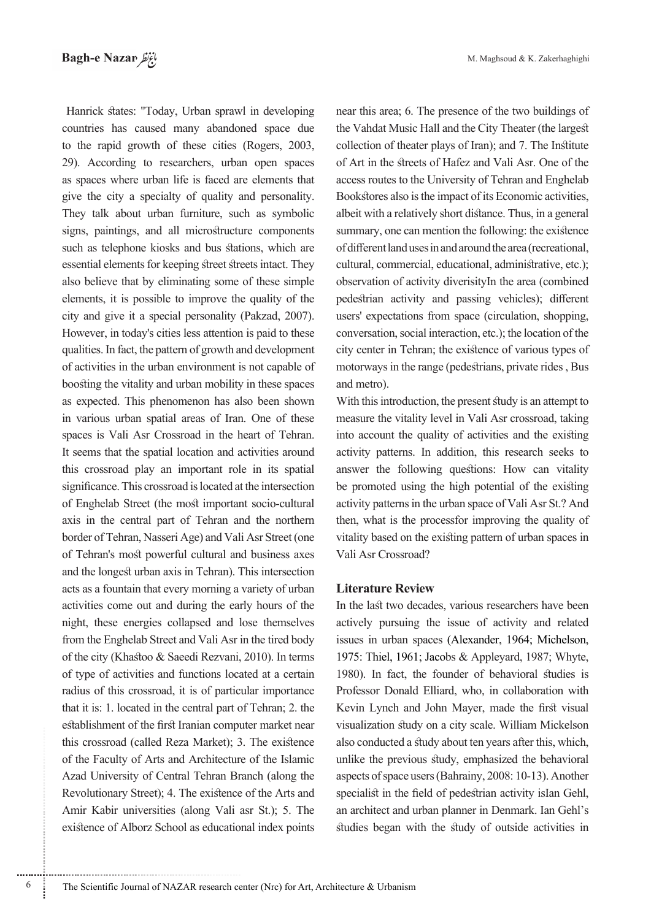Hanrick states: "Today, Urban sprawl in developing countries has caused many abandoned space due to the rapid growth of these cities (Rogers, 2003, 29). According to researchers, urban open spaces as spaces where urban life is faced are elements that give the city a specialty of quality and personality. They talk about urban furniture, such as symbolic signs, paintings, and all microstructure components such as telephone kiosks and bus stations, which are essential elements for keeping street streets intact. They also believe that by eliminating some of these simple elements, it is possible to improve the quality of the city and give it a special personality (Pakzad, 2007). However, in today's cities less attention is paid to these qualities. In fact, the pattern of growth and development of activities in the urban environment is not capable of boosting the vitality and urban mobility in these spaces as expected. This phenomenon has also been shown in various urban spatial areas of Iran. One of these spaces is Vali Asr Crossroad in the heart of Tehran. It seems that the spatial location and activities around this crossroad play an important role in its spatial significance. This crossroad is located at the intersection of Enghelab Street (the most important socio-cultural axis in the central part of Tehran and the northern border of Tehran, Nasseri Age) and Vali Asr Street (one of Tehran's most powerful cultural and business axes and the longest urban axis in Tehran). This intersection acts as a fountain that every morning a variety of urban activities come out and during the early hours of the night, these energies collapsed and lose themselves from the Enghelab Street and Vali Asr in the tired body of the city (Khastoo & Saeedi Rezvani, 2010). In terms of type of activities and functions located at a certain radius of this crossroad, it is of particular importance that it is: 1. located in the central part of Tehran; 2. the establishment of the first Iranian computer market near this crossroad (called Reza Market); 3. The existence of the Faculty of Arts and Architecture of the Islamic Azad University of Central Tehran Branch (along the Revolutionary Street); 4. The existence of the Arts and Amir Kabir universities (along Vali asr St.); 5. The existence of Alborz School as educational index points near this area; 6. The presence of the two buildings of the Vahdat Music Hall and the City Theater (the largest collection of theater plays of Iran); and 7. The Institute of Art in the streets of Hafez and Vali Asr. One of the access routes to the University of Tehran and Enghelab Bookstores also is the impact of its Economic activities, albeit with a relatively short distance. Thus, in a general summary, one can mention the following: the existence of different land uses in and around the area (recreational, cultural, commercial, educational, administrative, etc.); observation of activity diverisityIn the area (combined pedestrian activity and passing vehicles); different users' expectations from space (circulation, shopping, conversation, social interaction, etc.); the location of the city center in Tehran; the existence of various types of motorways in the range (pedestrians, private rides , Bus and metro).

With this introduction, the present study is an attempt to measure the vitality level in Vali Asr crossroad, taking into account the quality of activities and the existing activity patterns. In addition, this research seeks to answer the following questions: How can vitality be promoted using the high potential of the existing activity patterns in the urban space of Vali Asr St.? And then, what is the processfor improving the quality of vitality based on the existing pattern of urban spaces in Vali Asr Crossroad?

## Literature Review

In the last two decades, various researchers have been actively pursuing the issue of activity and related issues in urban spaces (Alexander, 1964; Michelson, 1975: Thiel, 1961; Jacobs & Appleyard, 1987; Whyte, 1980). In fact, the founder of behavioral studies is Professor Donald Elliard, who, in collaboration with Kevin Lynch and John Mayer, made the first visual visualization study on a city scale. William Mickelson also conducted a study about ten years after this, which, unlike the previous study, emphasized the behavioral aspects of space users (Bahrainy, 2008: 10-13). Another specialist in the field of pedestrian activity isIan Gehl, an architect and urban planner in Denmark. Ian Gehl's studies began with the study of outside activities in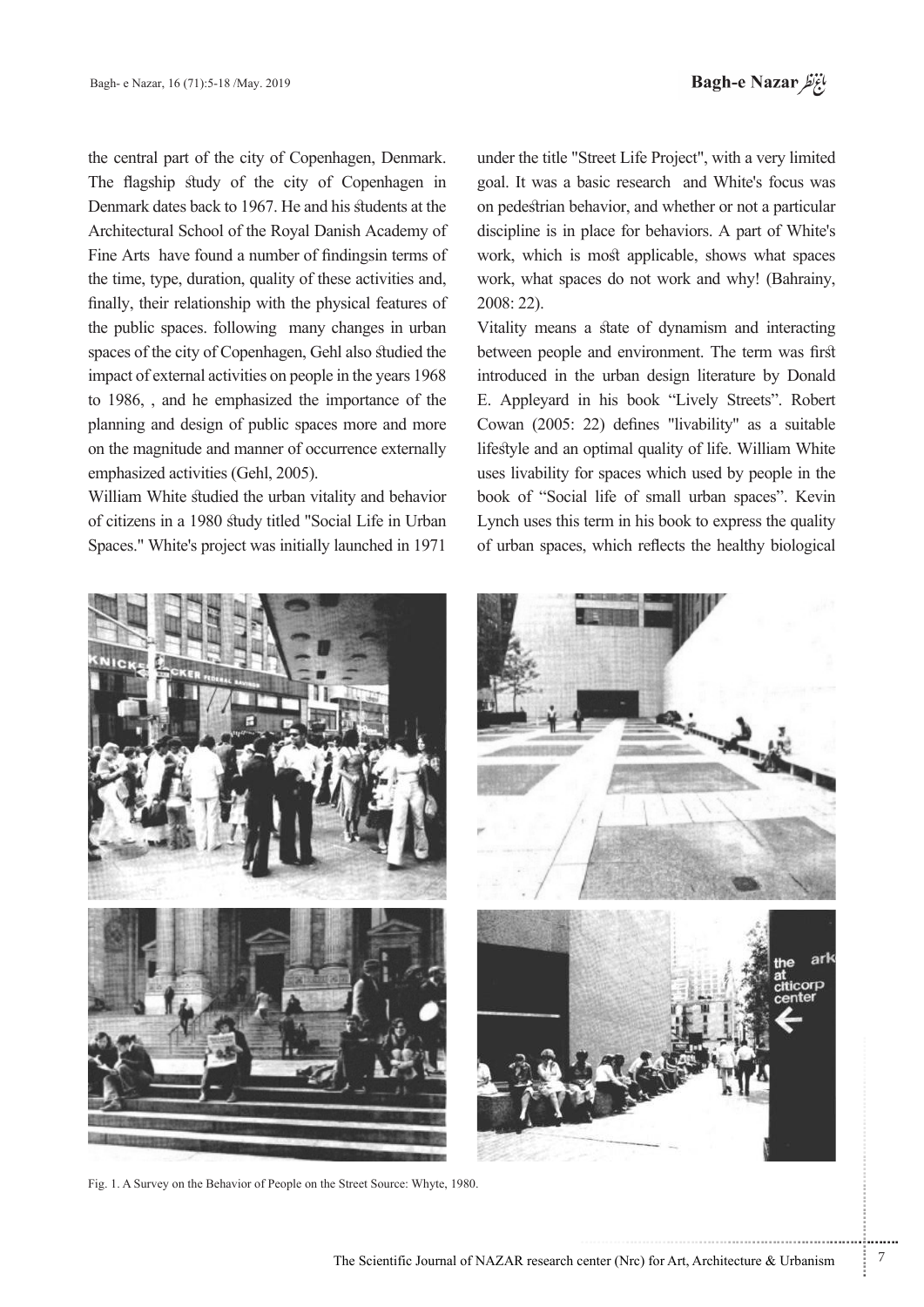the central part of the city of Copenhagen, Denmark. The flagship study of the city of Copenhagen in Denmark dates back to 1967. He and his students at the Architectural School of the Royal Danish Academy of Fine Arts have found a number of findingsin terms of the time, type, duration, quality of these activities and, finally, their relationship with the physical features of the public spaces. following many changes in urban spaces of the city of Copenhagen, Gehl also studied the impact of external activities on people in the years 1968 to 1986, , and he emphasized the importance of the planning and design of public spaces more and more on the magnitude and manner of occurrence externally emphasized activities (Gehl, 2005).

William White studied the urban vitality and behavior of citizens in a 1980 study titled "Social Life in Urban Spaces." White's project was initially launched in 1971 under the title "Street Life Project", with a very limited goal. It was a basic research and White's focus was on pedestrian behavior, and whether or not a particular discipline is in place for behaviors. A part of White's work, which is most applicable, shows what spaces work, what spaces do not work and why! (Bahrainy, 2008: 22).

Vitality means a state of dynamism and interacting between people and environment. The term was first introduced in the urban design literature by Donald E. Appleyard in his book "Lively Streets". Robert Cowan (2005: 22) defines "livability" as a suitable lifestyle and an optimal quality of life. William White uses livability for spaces which used by people in the book of "Social life of small urban spaces". Kevin Lynch uses this term in his book to express the quality of urban spaces, which reflects the healthy biological

Fig. 1. A Survey on the Behavior of People on the Street Source: Whyte, 1980.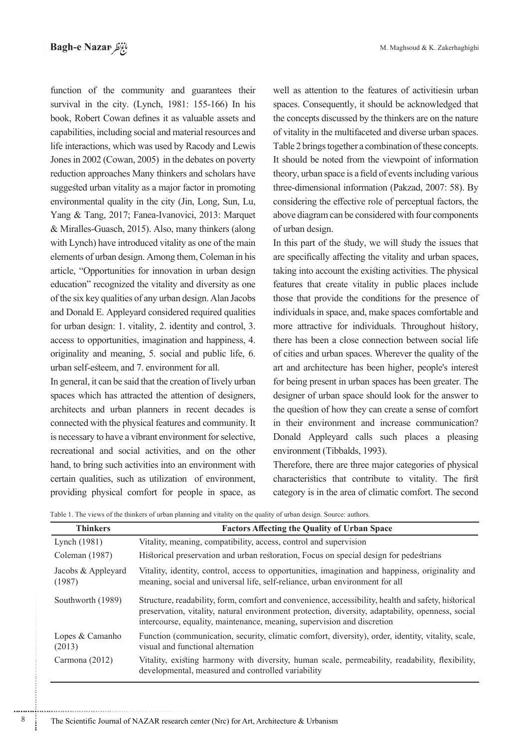function of the community and guarantees their survival in the city. (Lynch, 1981: 155-166) In his book, Robert Cowan defines it as valuable assets and capabilities, including social and material resources and life interactions, which was used by Racody and Lewis Jones in 2002 (Cowan, 2005) in the debates on poverty reduction approaches Many thinkers and scholars have suggested urban vitality as a major factor in promoting environmental quality in the city (Jin, Long, Sun, Lu, Yang & Tang, 2017; Fanea-Ivanovici, 2013: Marquet & Miralles-Guasch, 2015). Also, many thinkers (along with Lynch) have introduced vitality as one of the main elements of urban design. Among them, Coleman in his article, "Opportunities for innovation in urban design education" recognized the vitality and diversity as one of the six key qualities of any urban design. Alan Jacobs and Donald E. Appleyard considered required qualities for urban design: 1. vitality, 2. identity and control, 3. access to opportunities, imagination and happiness, 4. originality and meaning, 5. social and public life, 6. urban self-esteem, and 7. environment for all.

In general, it can be said that the creation of lively urban spaces which has attracted the attention of designers, architects and urban planners in recent decades is connected with the physical features and community. It is necessary to have a vibrant environment for selective, recreational and social activities, and on the other hand, to bring such activities into an environment with certain qualities, such as utilization of environment, providing physical comfort for people in space, as well as attention to the features of activitiesin urban spaces. Consequently, it should be acknowledged that the concepts discussed by the thinkers are on the nature of vitality in the multifaceted and diverse urban spaces. Table 2 brings together a combination of these concepts. It should be noted from the viewpoint of information theory, urban space is a field of events including various three-dimensional information (Pakzad, 2007: 58). By considering the effective role of perceptual factors, the above diagram can be considered with four components of urban design.

In this part of the study, we will study the issues that are specifically affecting the vitality and urban spaces, taking into account the existing activities. The physical features that create vitality in public places include those that provide the conditions for the presence of individuals in space, and, make spaces comfortable and more attractive for individuals. Throughout history, there has been a close connection between social life of cities and urban spaces. Wherever the quality of the art and architecture has been higher, people's interest for being present in urban spaces has been greater. The designer of urban space should look for the answer to the question of how they can create a sense of comfort in their environment and increase communication? Donald Appleyard calls such places a pleasing environment (Tibbalds, 1993).

Therefore, there are three major categories of physical characteristics that contribute to vitality. The first category is in the area of climatic comfort. The second

Table 1. The views of the thinkers of urban planning and vitality on the quality of urban design. Source: authors.

| Thinkers | Factors Affecting the Quality of Urban Space |
|---|---|
| Lynch (1981) | Vitality, meaning, compatibility, access, control and supervision |
| Coleman (1987) | Historical preservation and urban restoration, Focus on special design for pedestrians |
| Jacobs & Appleyard (1987) | Vitality, identity, control, access to opportunities, imagination and happiness, originality and meaning, social and universal life, self-reliance, urban environment for all |
| Southworth (1989) | Structure, readability, form, comfort and convenience, accessibility, health and safety, historical preservation, vitality, natural environment protection, diversity, adaptability, openness, social intercourse, equality, maintenance, meaning, supervision and discretion |
| Lopes & Camanho (2013) | Function (communication, security, climatic comfort, diversity), order, identity, vitality, scale, visual and functional alternation |
| Carmona (2012) | Vitality, existing harmony with diversity, human scale, permeability, readability, flexibility, developmental, measured and controlled variability |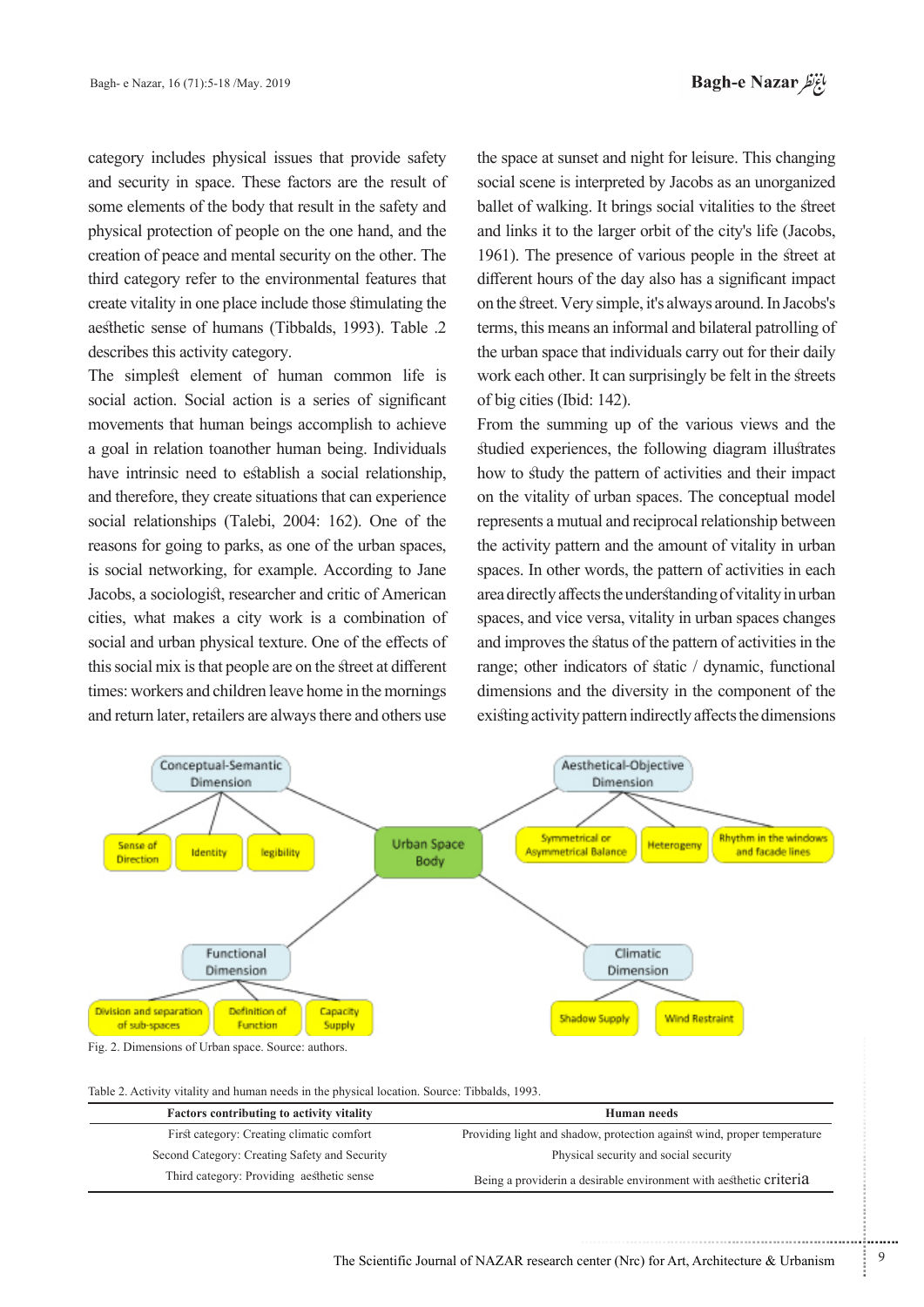category includes physical issues that provide safety and security in space. These factors are the result of some elements of the body that result in the safety and physical protection of people on the one hand, and the creation of peace and mental security on the other. The third category refer to the environmental features that create vitality in one place include those stimulating the aesthetic sense of humans (Tibbalds, 1993). Table .2 describes this activity category.

The simplest element of human common life is social action. Social action is a series of significant movements that human beings accomplish to achieve a goal in relation toanother human being. Individuals have intrinsic need to establish a social relationship, and therefore, they create situations that can experience social relationships (Talebi, 2004: 162). One of the reasons for going to parks, as one of the urban spaces, is social networking, for example. According to Jane Jacobs, a sociologist, researcher and critic of American cities, what makes a city work is a combination of social and urban physical texture. One of the effects of this social mix is that people are on the street at different times: workers and children leave home in the mornings and return later, retailers are always there and others use the space at sunset and night for leisure. This changing social scene is interpreted by Jacobs as an unorganized ballet of walking. It brings social vitalities to the street and links it to the larger orbit of the city's life (Jacobs, 1961). The presence of various people in the street at different hours of the day also has a significant impact on the street. Very simple, it's always around. In Jacobs's terms, this means an informal and bilateral patrolling of the urban space that individuals carry out for their daily work each other. It can surprisingly be felt in the streets of big cities (Ibid: 142).

From the summing up of the various views and the studied experiences, the following diagram illustrates how to study the pattern of activities and their impact on the vitality of urban spaces. The conceptual model represents a mutual and reciprocal relationship between the activity pattern and the amount of vitality in urban spaces. In other words, the pattern of activities in each area directly affects the understanding of vitality in urban spaces, and vice versa, vitality in urban spaces changes and improves the status of the pattern of activities in the range; other indicators of static / dynamic, functional dimensions and the diversity in the component of the existing activity pattern indirectly affects the dimensions

Fig. 2. Dimensions of Urban space. Source: authors.

Table 2. Activity vitality and human needs in the physical location. Source: Tibbalds, 1993.

| Factors contributing to activity vitality | Human needs |
|---|---|
| First category: Creating climatic comfort | Providing light and shadow, protection against wind, proper temperature |
| Second Category: Creating Safety and Security | Physical security and social security |
| Third category: Providing aesthetic sense | Being a providerin a desirable environment with aesthetic criteria |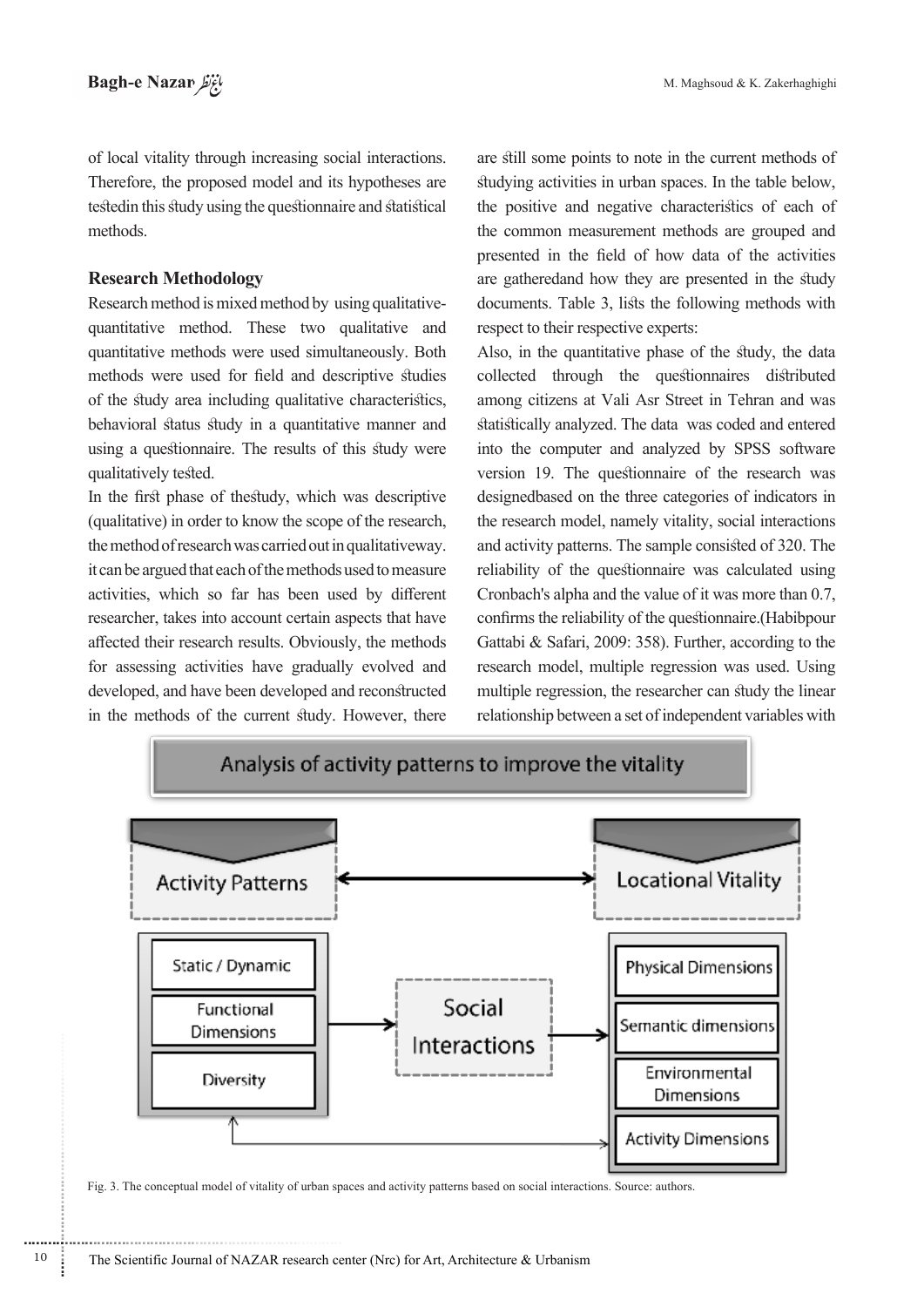of local vitality through increasing social interactions. Therefore, the proposed model and its hypotheses are testedin this study using the questionnaire and statistical methods.

## Research Methodology

Research method is mixed method by using qualitative-quantitative method. These two qualitative and quantitative methods were used simultaneously. Both methods were used for field and descriptive studies of the study area including qualitative characteristics, behavioral status study in a quantitative manner and using a questionnaire. The results of this study were qualitatively tested.

In the first phase of thestudy, which was descriptive (qualitative) in order to know the scope of the research, the method of research was carried out in qualitativeway. it can be argued that each of the methods used to measure activities, which so far has been used by different researcher, takes into account certain aspects that have affected their research results. Obviously, the methods for assessing activities have gradually evolved and developed, and have been developed and reconstructed in the methods of the current study. However, there are still some points to note in the current methods of studying activities in urban spaces. In the table below, the positive and negative characteristics of each of the common measurement methods are grouped and presented in the field of how data of the activities are gatheredand how they are presented in the study documents. Table 3, lists the following methods with respect to their respective experts:

Also, in the quantitative phase of the study, the data collected through the questionnaires distributed among citizens at Vali Asr Street in Tehran and was statistically analyzed. The data was coded and entered into the computer and analyzed by SPSS software version 19. The questionnaire of the research was designedbased on the three categories of indicators in the research model, namely vitality, social interactions and activity patterns. The sample consisted of 320. The reliability of the questionnaire was calculated using Cronbach's alpha and the value of it was more than 0.7, confirms the reliability of the questionnaire.(Habibpour Gattabi & Safari, 2009: 358). Further, according to the research model, multiple regression was used. Using multiple regression, the researcher can study the linear relationship between a set of independent variables with

Analysis of activity patterns to improve the vitality

Activity Patterns ↔ Locational Vitality

Static / Dynamic; Functional Dimensions; Diversity → Social Interactions → Physical Dimensions; Semantic dimensions; Environmental Dimensions; Activity Dimensions

Fig. 3. The conceptual model of vitality of urban spaces and activity patterns based on social interactions. Source: authors.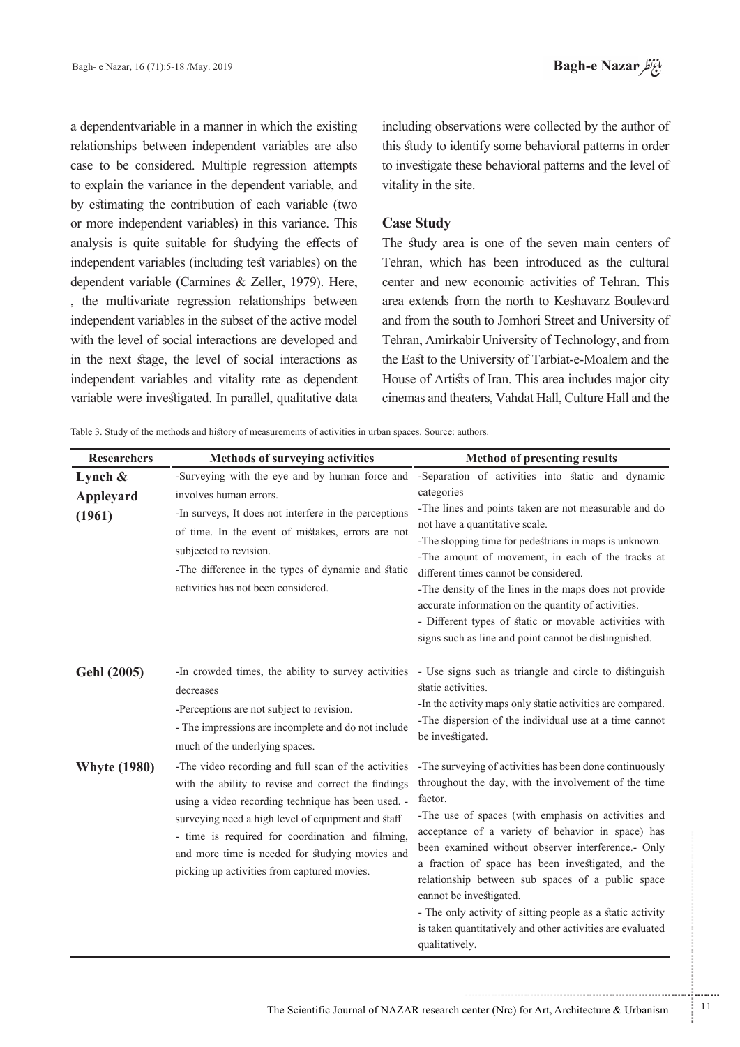a dependentvariable in a manner in which the existing relationships between independent variables are also case to be considered. Multiple regression attempts to explain the variance in the dependent variable, and by estimating the contribution of each variable (two or more independent variables) in this variance. This analysis is quite suitable for studying the effects of independent variables (including test variables) on the dependent variable (Carmines & Zeller, 1979). Here, , the multivariate regression relationships between independent variables in the subset of the active model with the level of social interactions are developed and in the next stage, the level of social interactions as independent variables and vitality rate as dependent variable were investigated. In parallel, qualitative data including observations were collected by the author of this study to identify some behavioral patterns in order to investigate these behavioral patterns and the level of vitality in the site.

## Case Study

The study area is one of the seven main centers of Tehran, which has been introduced as the cultural center and new economic activities of Tehran. This area extends from the north to Keshavarz Boulevard and from the south to Jomhori Street and University of Tehran, Amirkabir University of Technology, and from the East to the University of Tarbiat-e-Moalem and the House of Artists of Iran. This area includes major city cinemas and theaters, Vahdat Hall, Culture Hall and the

Table 3. Study of the methods and history of measurements of activities in urban spaces. Source: authors.

| Researchers | Methods of surveying activities | Method of presenting results |
|---|---|---|
| **Lynch & Appleyard (1961)** | -Surveying with the eye and by human force and involves human errors.<br>-In surveys, It does not interfere in the perceptions of time. In the event of mistakes, errors are not subjected to revision.<br>-The difference in the types of dynamic and static activities has not been considered. | -Separation of activities into static and dynamic categories<br>-The lines and points taken are not measurable and do not have a quantitative scale.<br>-The stopping time for pedestrians in maps is unknown.<br>-The amount of movement, in each of the tracks at different times cannot be considered.<br>-The density of the lines in the maps does not provide accurate information on the quantity of activities.<br>- Different types of static or movable activities with signs such as line and point cannot be distinguished. |
| **Gehl (2005)** | -In crowded times, the ability to survey activities decreases<br>-Perceptions are not subject to revision.<br>- The impressions are incomplete and do not include much of the underlying spaces. | - Use signs such as triangle and circle to distinguish static activities.<br>-In the activity maps only static activities are compared.<br>-The dispersion of the individual use at a time cannot be investigated. |
| **Whyte (1980)** | -The video recording and full scan of the activities with the ability to revise and correct the findings using a video recording technique has been used. -surveying need a high level of equipment and staff<br>- time is required for coordination and filming, and more time is needed for studying movies and picking up activities from captured movies. | -The surveying of activities has been done continuously throughout the day, with the involvement of the time factor.<br>-The use of spaces (with emphasis on activities and acceptance of a variety of behavior in space) has been examined without observer interference.- Only a fraction of space has been investigated, and the relationship between sub spaces of a public space cannot be investigated.<br>- The only activity of sitting people as a static activity is taken quantitatively and other activities are evaluated qualitatively. |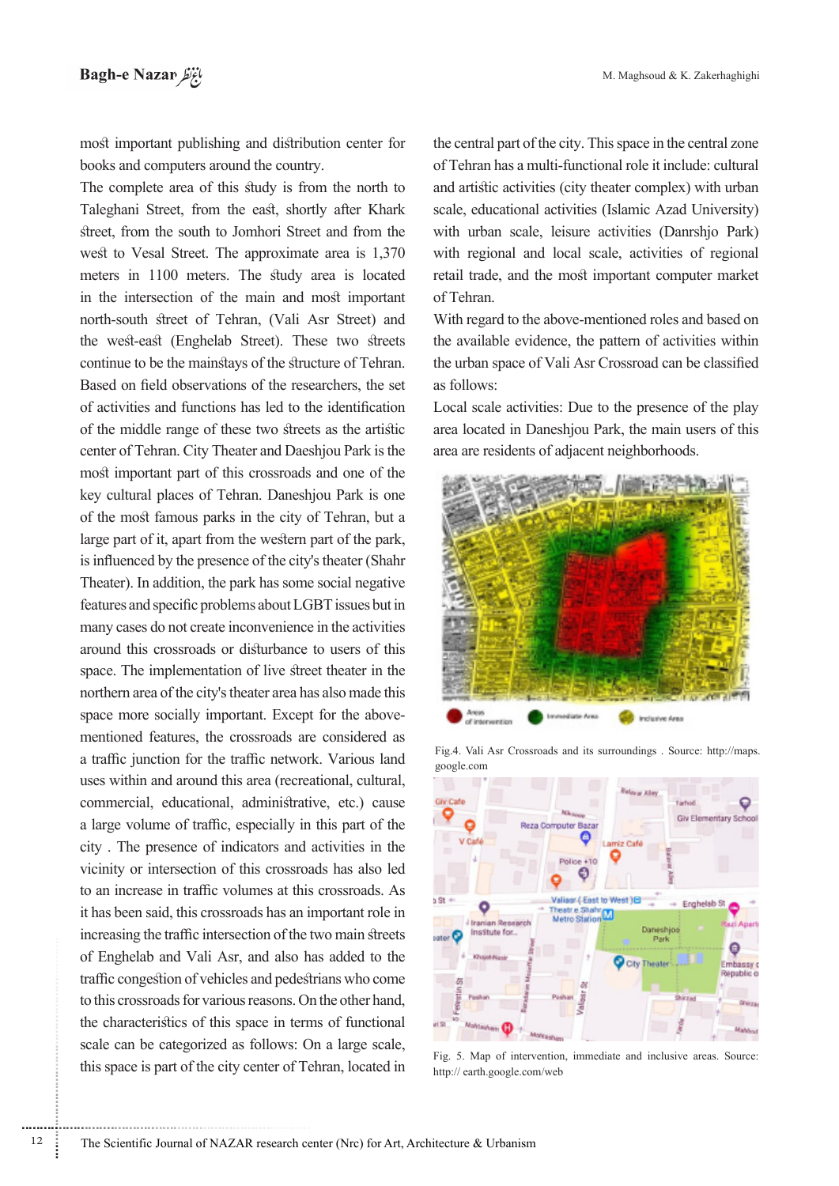most important publishing and distribution center for books and computers around the country.

The complete area of this study is from the north to Taleghani Street, from the east, shortly after Khark street, from the south to Jomhori Street and from the west to Vesal Street. The approximate area is 1,370 meters in 1100 meters. The study area is located in the intersection of the main and most important north-south street of Tehran, (Vali Asr Street) and the west-east (Enghelab Street). These two streets continue to be the mainstays of the structure of Tehran. Based on field observations of the researchers, the set of activities and functions has led to the identification of the middle range of these two streets as the artistic center of Tehran. City Theater and Daeshjou Park is the most important part of this crossroads and one of the key cultural places of Tehran. Daneshjou Park is one of the most famous parks in the city of Tehran, but a large part of it, apart from the western part of the park, is influenced by the presence of the city's theater (Shahr Theater). In addition, the park has some social negative features and specific problems about LGBT issues but in many cases do not create inconvenience in the activities around this crossroads or disturbance to users of this space. The implementation of live street theater in the northern area of the city's theater area has also made this space more socially important. Except for the above-mentioned features, the crossroads are considered as a traffic junction for the traffic network. Various land uses within and around this area (recreational, cultural, commercial, educational, administrative, etc.) cause a large volume of traffic, especially in this part of the city . The presence of indicators and activities in the vicinity or intersection of this crossroads has also led to an increase in traffic volumes at this crossroads. As it has been said, this crossroads has an important role in increasing the traffic intersection of the two main streets of Enghelab and Vali Asr, and also has added to the traffic congestion of vehicles and pedestrians who come to this crossroads for various reasons. On the other hand, the characteristics of this space in terms of functional scale can be categorized as follows: On a large scale, this space is part of the city center of Tehran, located in the central part of the city. This space in the central zone of Tehran has a multi-functional role it include: cultural and artistic activities (city theater complex) with urban scale, educational activities (Islamic Azad University) with urban scale, leisure activities (Danrshjo Park) with regional and local scale, activities of regional retail trade, and the most important computer market of Tehran.

With regard to the above-mentioned roles and based on the available evidence, the pattern of activities within the urban space of Vali Asr Crossroad can be classified as follows:

Local scale activities: Due to the presence of the play area located in Daneshjou Park, the main users of this area are residents of adjacent neighborhoods.

Fig.4. Vali Asr Crossroads and its surroundings . Source: http://maps.google.com

Fig. 5. Map of intervention, immediate and inclusive areas. Source: http:// earth.google.com/web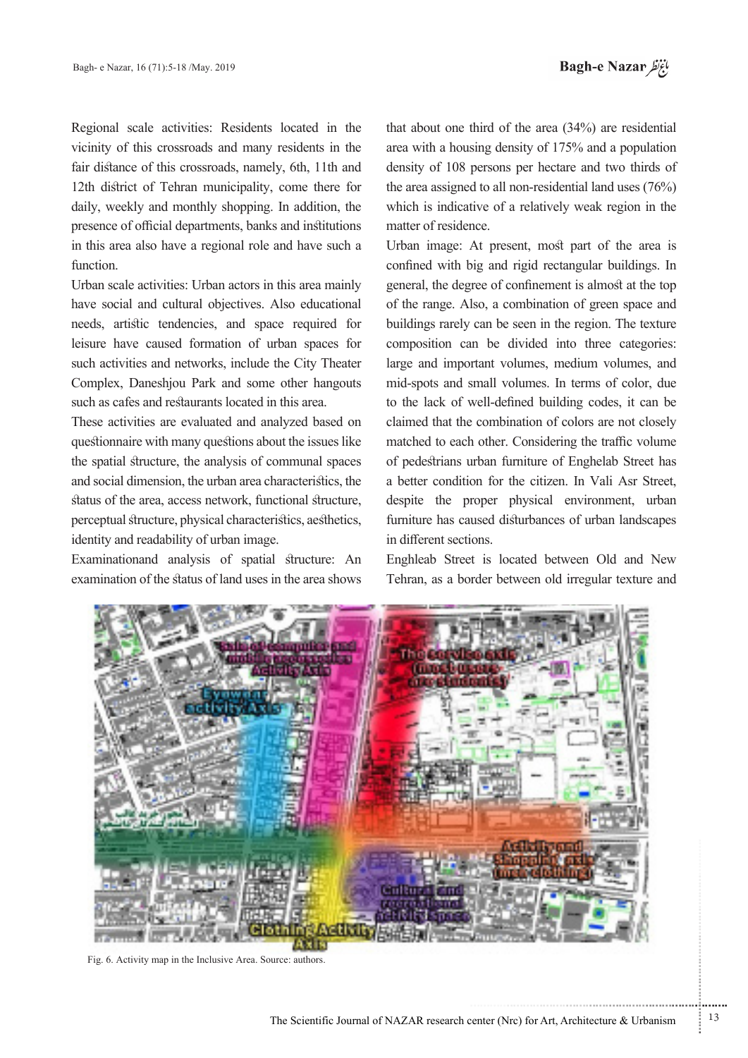Regional scale activities: Residents located in the vicinity of this crossroads and many residents in the fair distance of this crossroads, namely, 6th, 11th and 12th district of Tehran municipality, come there for daily, weekly and monthly shopping. In addition, the presence of official departments, banks and institutions in this area also have a regional role and have such a function.

Urban scale activities: Urban actors in this area mainly have social and cultural objectives. Also educational needs, artistic tendencies, and space required for leisure have caused formation of urban spaces for such activities and networks, include the City Theater Complex, Daneshjou Park and some other hangouts such as cafes and restaurants located in this area.

These activities are evaluated and analyzed based on questionnaire with many questions about the issues like the spatial structure, the analysis of communal spaces and social dimension, the urban area characteristics, the status of the area, access network, functional structure, perceptual structure, physical characteristics, aesthetics, identity and readability of urban image.

Examinationand analysis of spatial structure: An examination of the status of land uses in the area shows that about one third of the area (34%) are residential area with a housing density of 175% and a population density of 108 persons per hectare and two thirds of the area assigned to all non-residential land uses (76%) which is indicative of a relatively weak region in the matter of residence.

Urban image: At present, most part of the area is confined with big and rigid rectangular buildings. In general, the degree of confinement is almost at the top of the range. Also, a combination of green space and buildings rarely can be seen in the region. The texture composition can be divided into three categories: large and important volumes, medium volumes, and mid-spots and small volumes. In terms of color, due to the lack of well-defined building codes, it can be claimed that the combination of colors are not closely matched to each other. Considering the traffic volume of pedestrians urban furniture of Enghelab Street has a better condition for the citizen. In Vali Asr Street, despite the proper physical environment, urban furniture has caused disturbances of urban landscapes in different sections.

Enghleab Street is located between Old and New Tehran, as a border between old irregular texture and

Fig. 6. Activity map in the Inclusive Area. Source: authors.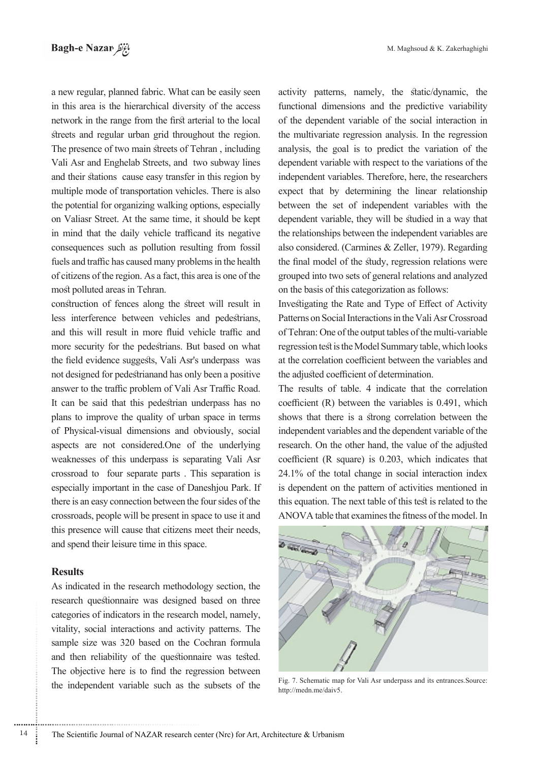a new regular, planned fabric. What can be easily seen in this area is the hierarchical diversity of the access network in the range from the first arterial to the local streets and regular urban grid throughout the region. The presence of two main streets of Tehran , including Vali Asr and Enghelab Streets, and two subway lines and their stations cause easy transfer in this region by multiple mode of transportation vehicles. There is also the potential for organizing walking options, especially on Valiasr Street. At the same time, it should be kept in mind that the daily vehicle trafficand its negative consequences such as pollution resulting from fossil fuels and traffic has caused many problems in the health of citizens of the region. As a fact, this area is one of the most polluted areas in Tehran.

construction of fences along the street will result in less interference between vehicles and pedestrians, and this will result in more fluid vehicle traffic and more security for the pedestrians. But based on what the field evidence suggests, Vali Asr's underpass was not designed for pedestrianand has only been a positive answer to the traffic problem of Vali Asr Traffic Road. It can be said that this pedestrian underpass has no plans to improve the quality of urban space in terms of Physical-visual dimensions and obviously, social aspects are not considered.One of the underlying weaknesses of this underpass is separating Vali Asr crossroad to four separate parts . This separation is especially important in the case of Daneshjou Park. If there is an easy connection between the four sides of the crossroads, people will be present in space to use it and this presence will cause that citizens meet their needs, and spend their leisure time in this space.

## Results

As indicated in the research methodology section, the research questionnaire was designed based on three categories of indicators in the research model, namely, vitality, social interactions and activity patterns. The sample size was 320 based on the Cochran formula and then reliability of the questionnaire was tested. The objective here is to find the regression between the independent variable such as the subsets of the activity patterns, namely, the static/dynamic, the functional dimensions and the predictive variability of the dependent variable of the social interaction in the multivariate regression analysis. In the regression analysis, the goal is to predict the variation of the dependent variable with respect to the variations of the independent variables. Therefore, here, the researchers expect that by determining the linear relationship between the set of independent variables with the dependent variable, they will be studied in a way that the relationships between the independent variables are also considered. (Carmines & Zeller, 1979). Regarding the final model of the study, regression relations were grouped into two sets of general relations and analyzed on the basis of this categorization as follows:

Investigating the Rate and Type of Effect of Activity Patterns on Social Interactions in the Vali Asr Crossroad of Tehran: One of the output tables of the multi-variable regression test is the Model Summary table, which looks at the correlation coefficient between the variables and the adjusted coefficient of determination.

The results of table. 4 indicate that the correlation coefficient (R) between the variables is 0.491, which shows that there is a strong correlation between the independent variables and the dependent variable of the research. On the other hand, the value of the adjusted coefficient (R square) is 0.203, which indicates that 24.1% of the total change in social interaction index is dependent on the pattern of activities mentioned in this equation. The next table of this test is related to the ANOVA table that examines the fitness of the model. In

Fig. 7. Schematic map for Vali Asr underpass and its entrances.Source: http://medn.me/daiv5.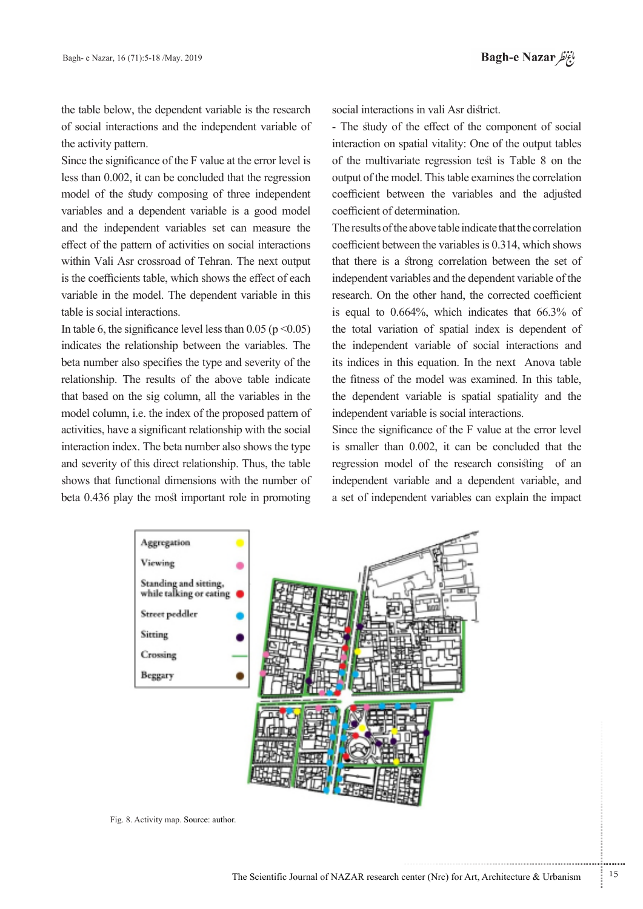the table below, the dependent variable is the research of social interactions and the independent variable of the activity pattern.

Since the significance of the F value at the error level is less than 0.002, it can be concluded that the regression model of the study composing of three independent variables and a dependent variable is a good model and the independent variables set can measure the effect of the pattern of activities on social interactions within Vali Asr crossroad of Tehran. The next output is the coefficients table, which shows the effect of each variable in the model. The dependent variable in this table is social interactions.

In table 6, the significance level less than 0.05 ($p < 0.05$) indicates the relationship between the variables. The beta number also specifies the type and severity of the relationship. The results of the above table indicate that based on the sig column, all the variables in the model column, i.e. the index of the proposed pattern of activities, have a significant relationship with the social interaction index. The beta number also shows the type and severity of this direct relationship. Thus, the table shows that functional dimensions with the number of beta 0.436 play the most important role in promoting social interactions in vali Asr district.

- The study of the effect of the component of social interaction on spatial vitality: One of the output tables of the multivariate regression test is Table 8 on the output of the model. This table examines the correlation coefficient between the variables and the adjusted coefficient of determination.

The results of the above table indicate that the correlation coefficient between the variables is 0.314, which shows that there is a strong correlation between the set of independent variables and the dependent variable of the research. On the other hand, the corrected coefficient is equal to 0.664%, which indicates that 66.3% of the total variation of spatial index is dependent of the independent variable of social interactions and its indices in this equation. In the next Anova table the fitness of the model was examined. In this table, the dependent variable is spatial spatiality and the independent variable is social interactions.

Since the significance of the F value at the error level is smaller than 0.002, it can be concluded that the regression model of the research consisting of an independent variable and a dependent variable, and a set of independent variables can explain the impact

Fig. 8. Activity map. Source: author.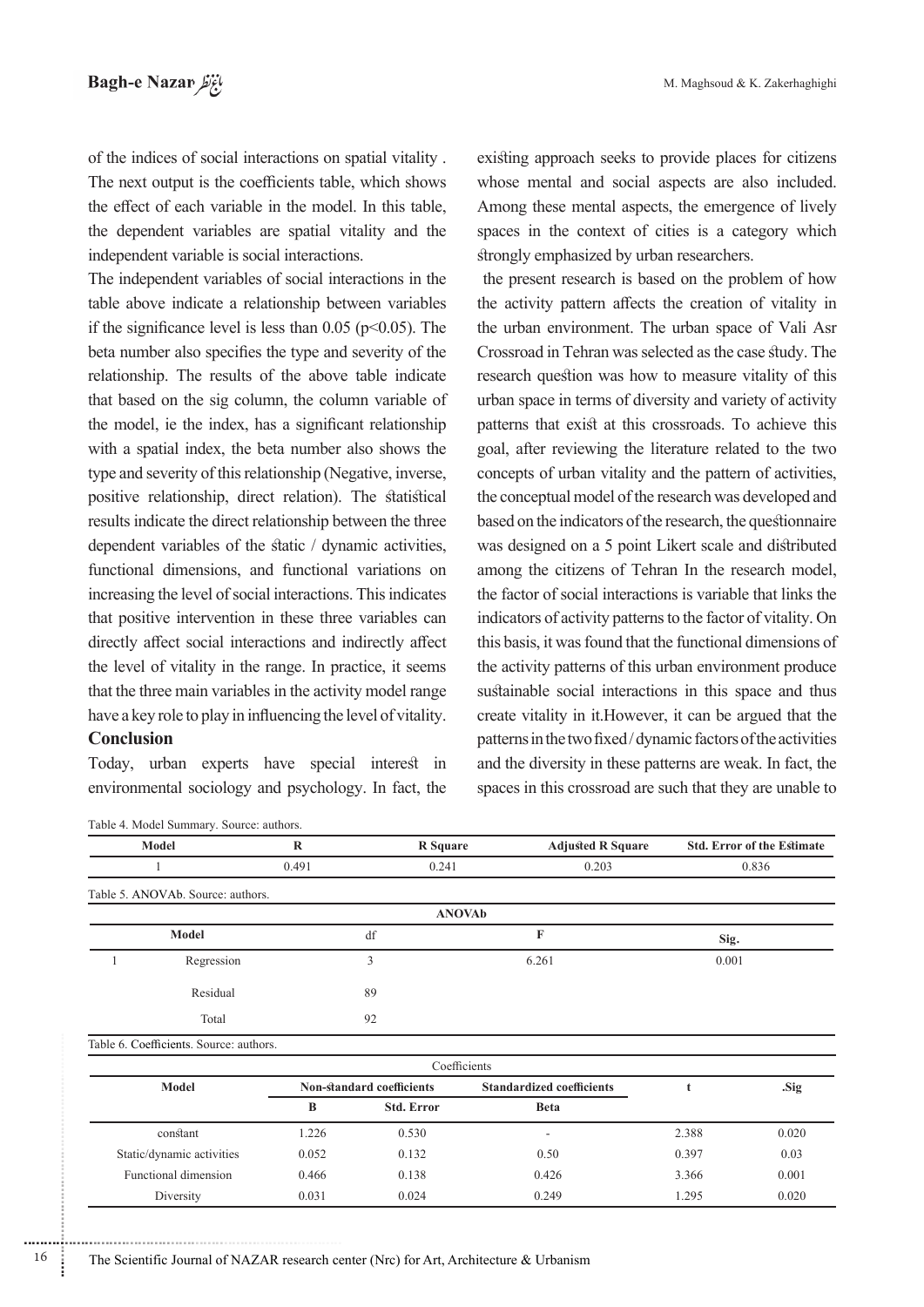of the indices of social interactions on spatial vitality . The next output is the coefficients table, which shows the effect of each variable in the model. In this table, the dependent variables are spatial vitality and the independent variable is social interactions.

The independent variables of social interactions in the table above indicate a relationship between variables if the significance level is less than 0.05 ($p<0.05$). The beta number also specifies the type and severity of the relationship. The results of the above table indicate that based on the sig column, the column variable of the model, ie the index, has a significant relationship with a spatial index, the beta number also shows the type and severity of this relationship (Negative, inverse, positive relationship, direct relation). The statistical results indicate the direct relationship between the three dependent variables of the static / dynamic activities, functional dimensions, and functional variations on increasing the level of social interactions. This indicates that positive intervention in these three variables can directly affect social interactions and indirectly affect the level of vitality in the range. In practice, it seems that the three main variables in the activity model range have a key role to play in influencing the level of vitality.

## Conclusion

Today, urban experts have special interest in environmental sociology and psychology. In fact, the existing approach seeks to provide places for citizens whose mental and social aspects are also included. Among these mental aspects, the emergence of lively spaces in the context of cities is a category which strongly emphasized by urban researchers.

the present research is based on the problem of how the activity pattern affects the creation of vitality in the urban environment. The urban space of Vali Asr Crossroad in Tehran was selected as the case study. The research question was how to measure vitality of this urban space in terms of diversity and variety of activity patterns that exist at this crossroads. To achieve this goal, after reviewing the literature related to the two concepts of urban vitality and the pattern of activities, the conceptual model of the research was developed and based on the indicators of the research, the questionnaire was designed on a 5 point Likert scale and distributed among the citizens of Tehran In the research model, the factor of social interactions is variable that links the indicators of activity patterns to the factor of vitality. On this basis, it was found that the functional dimensions of the activity patterns of this urban environment produce sustainable social interactions in this space and thus create vitality in it.However, it can be argued that the patterns in the two fixed / dynamic factors of the activities and the diversity in these patterns are weak. In fact, the spaces in this crossroad are such that they are unable to

Table 4. Model Summary. Source: authors.

| Model | R | R Square | Adjusted R Square | Std. Error of the Estimate |
|---|---|---|---|---|
| 1 | 0.491 | 0.241 | 0.203 | 0.836 |

Table 5. ANOVAb. Source: authors.

| ANOVAb | | | | |
|---|---|---|---|---|
| Model | | df | F | Sig. |
| 1 | Regression | 3 | 6.261 | 0.001 |
| | Residual | 89 | | |
| | Total | 92 | | |

Table 6. Coefficients. Source: authors.

| Coefficients | | | | | |
|---|---|---|---|---|---|
| Model | Non-standard coefficients | | Standardized coefficients | t | .Sig |
| | B | Std. Error | Beta | | |
| constant | 1.226 | 0.530 | - | 2.388 | 0.020 |
| Static/dynamic activities | 0.052 | 0.132 | 0.50 | 0.397 | 0.03 |
| Functional dimension | 0.466 | 0.138 | 0.426 | 3.366 | 0.001 |
| Diversity | 0.031 | 0.024 | 0.249 | 1.295 | 0.020 |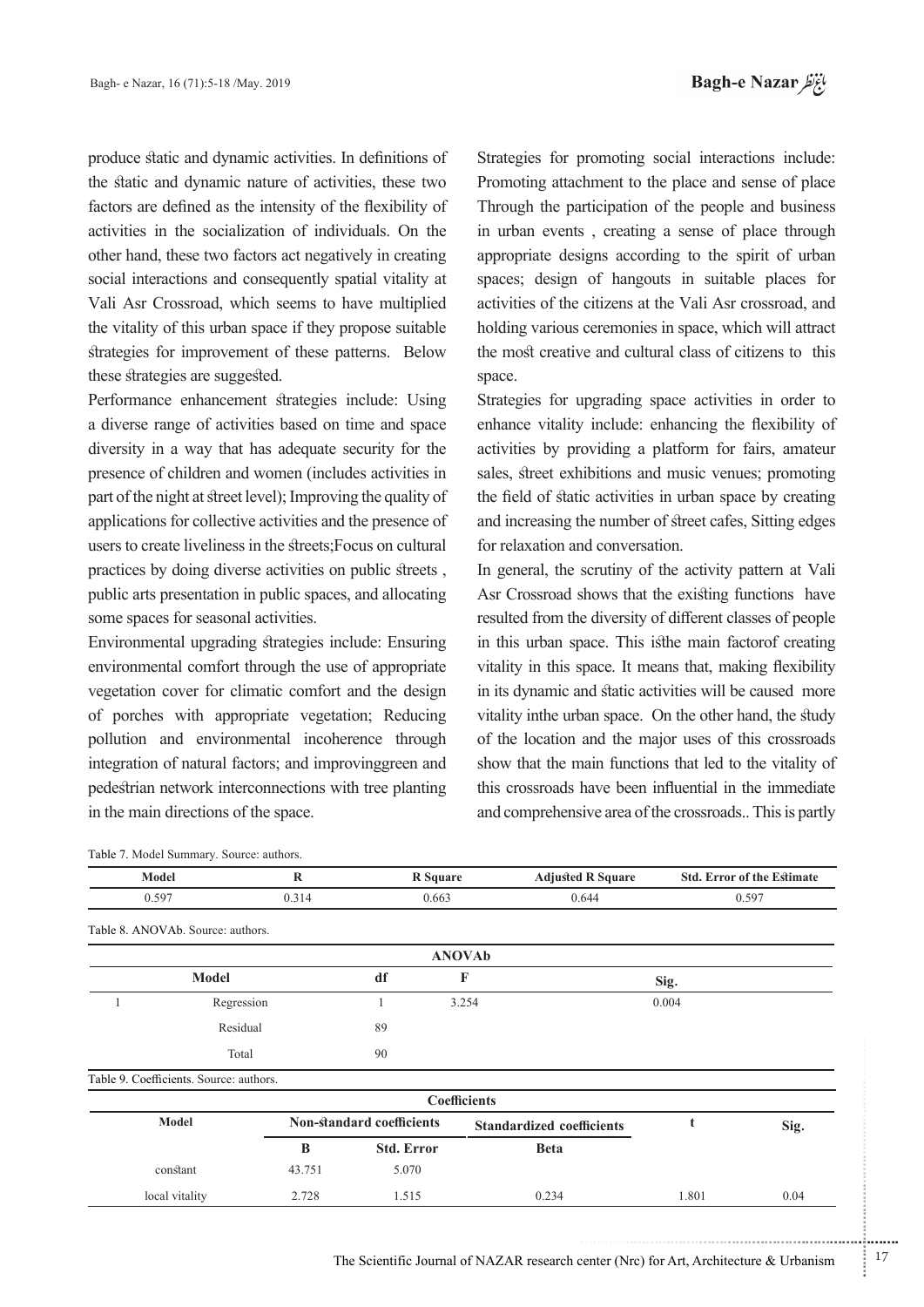produce static and dynamic activities. In definitions of the static and dynamic nature of activities, these two factors are defined as the intensity of the flexibility of activities in the socialization of individuals. On the other hand, these two factors act negatively in creating social interactions and consequently spatial vitality at Vali Asr Crossroad, which seems to have multiplied the vitality of this urban space if they propose suitable strategies for improvement of these patterns. Below these strategies are suggested.

Performance enhancement strategies include: Using a diverse range of activities based on time and space diversity in a way that has adequate security for the presence of children and women (includes activities in part of the night at street level); Improving the quality of applications for collective activities and the presence of users to create liveliness in the streets;Focus on cultural practices by doing diverse activities on public streets , public arts presentation in public spaces, and allocating some spaces for seasonal activities.

Environmental upgrading strategies include: Ensuring environmental comfort through the use of appropriate vegetation cover for climatic comfort and the design of porches with appropriate vegetation; Reducing pollution and environmental incoherence through integration of natural factors; and improvinggreen and pedestrian network interconnections with tree planting in the main directions of the space.

Strategies for promoting social interactions include: Promoting attachment to the place and sense of place Through the participation of the people and business in urban events , creating a sense of place through appropriate designs according to the spirit of urban spaces; design of hangouts in suitable places for activities of the citizens at the Vali Asr crossroad, and holding various ceremonies in space, which will attract the most creative and cultural class of citizens to this space.

Strategies for upgrading space activities in order to enhance vitality include: enhancing the flexibility of activities by providing a platform for fairs, amateur sales, street exhibitions and music venues; promoting the field of static activities in urban space by creating and increasing the number of street cafes, Sitting edges for relaxation and conversation.

In general, the scrutiny of the activity pattern at Vali Asr Crossroad shows that the existing functions have resulted from the diversity of different classes of people in this urban space. This isthe main factorof creating vitality in this space. It means that, making flexibility in its dynamic and static activities will be caused more vitality inthe urban space. On the other hand, the study of the location and the major uses of this crossroads show that the main functions that led to the vitality of this crossroads have been influential in the immediate and comprehensive area of the crossroads.. This is partly

Table 7. Model Summary. Source: authors.

| Model | R | R Square | Adjusted R Square | Std. Error of the Estimate |
|---|---|---|---|---|
| 0.597 | 0.314 | 0.663 | 0.644 | 0.597 |

Table 8. ANOVAb. Source: authors.

| ANOVAb | | | | |
|---|---|---|---|---|
| Model | | df | F | Sig. |
| 1 | Regression | 1 | 3.254 | 0.004 |
| | Residual | 89 | | |
| | Total | 90 | | |

Table 9. Coefficients. Source: authors.

| Coefficients | | | | | |
|---|---|---|---|---|---|
| Model | Non-standard coefficients | | Standardized coefficients | t | Sig. |
| | B | Std. Error | Beta | | |
| constant | 43.751 | 5.070 | | | |
| local vitality | 2.728 | 1.515 | 0.234 | 1.801 | 0.04 |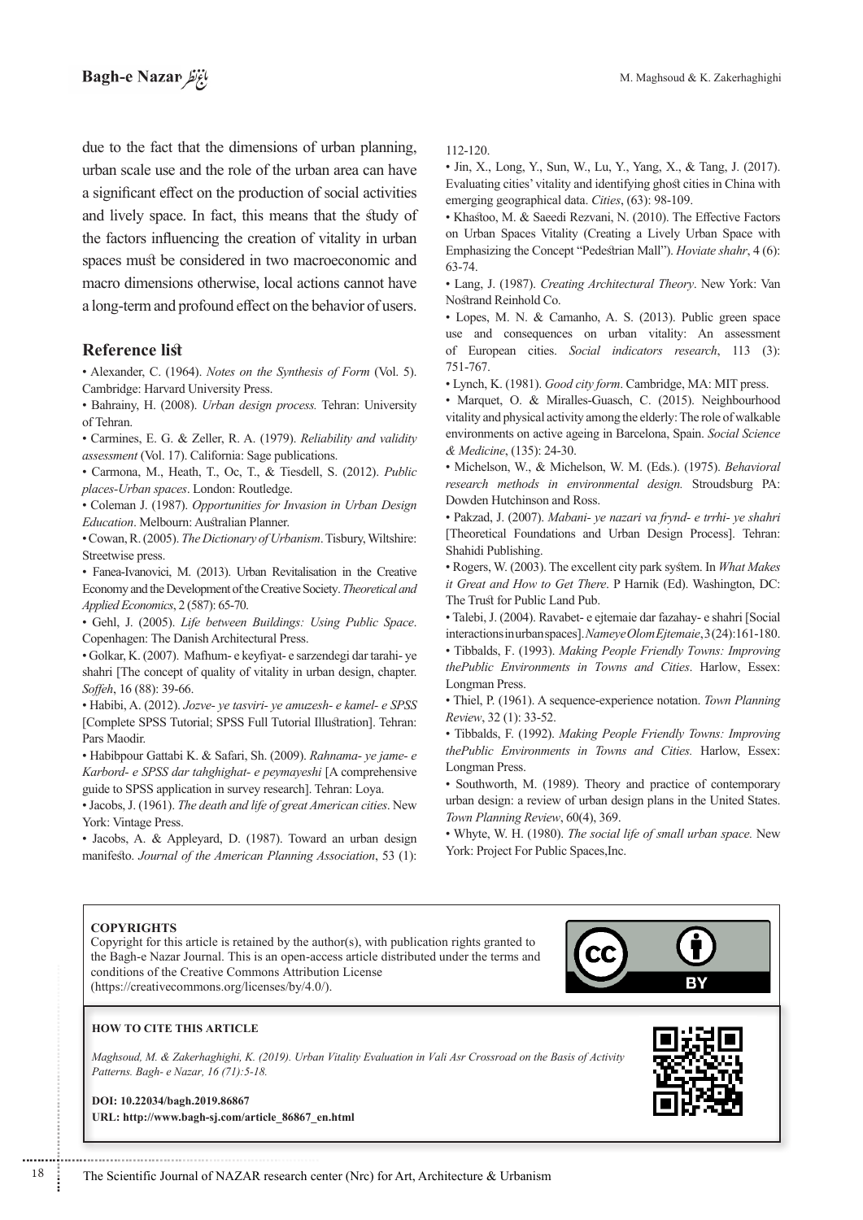due to the fact that the dimensions of urban planning, urban scale use and the role of the urban area can have a significant effect on the production of social activities and lively space. In fact, this means that the study of the factors influencing the creation of vitality in urban spaces must be considered in two macroeconomic and macro dimensions otherwise, local actions cannot have a long-term and profound effect on the behavior of users.

## Reference list

- Alexander, C. (1964). *Notes on the Synthesis of Form* (Vol. 5). Cambridge: Harvard University Press.
- Bahrainy, H. (2008). *Urban design process.* Tehran: University of Tehran.
- Carmines, E. G. & Zeller, R. A. (1979). *Reliability and validity assessment* (Vol. 17). California: Sage publications.
- Carmona, M., Heath, T., Oc, T., & Tiesdell, S. (2012). *Public places-Urban spaces*. London: Routledge.
- Coleman J. (1987). *Opportunities for Invasion in Urban Design Education*. Melbourn: Australian Planner.
- Cowan, R. (2005). *The Dictionary of Urbanism*. Tisbury, Wiltshire: Streetwise press.
- Fanea-Ivanovici, M. (2013). Urban Revitalisation in the Creative Economy and the Development of the Creative Society. *Theoretical and Applied Economics*, 2 (587): 65-70.
- Gehl, J. (2005). *Life between Buildings: Using Public Space*. Copenhagen: The Danish Architectural Press.
- Golkar, K. (2007). Mafhum- e keyfiyat- e sarzendegi dar tarahi- ye shahri [The concept of quality of vitality in urban design, chapter. *Soffeh*, 16 (88): 39-66.
- Habibi, A. (2012). *Jozve- ye tasviri- ye amuzesh- e kamel- e SPSS* [Complete SPSS Tutorial; SPSS Full Tutorial Illustration]. Tehran: Pars Maodir.
- Habibpour Gattabi K. & Safari, Sh. (2009). *Rahnama- ye jame- e Karbord- e SPSS dar tahghighat- e peymayeshi* [A comprehensive guide to SPSS application in survey research]. Tehran: Loya.
- Jacobs, J. (1961). *The death and life of great American cities*. New York: Vintage Press.
- Jacobs, A. & Appleyard, D. (1987). Toward an urban design manifesto. *Journal of the American Planning Association*, 53 (1): 112-120.
- Jin, X., Long, Y., Sun, W., Lu, Y., Yang, X., & Tang, J. (2017). Evaluating cities' vitality and identifying ghost cities in China with emerging geographical data. *Cities*, (63): 98-109.
- Khastoo, M. & Saeedi Rezvani, N. (2010). The Effective Factors on Urban Spaces Vitality (Creating a Lively Urban Space with Emphasizing the Concept "Pedestrian Mall"). *Hoviate shahr*, 4 (6): 63-74.
- Lang, J. (1987). *Creating Architectural Theory*. New York: Van Nostrand Reinhold Co.
- Lopes, M. N. & Camanho, A. S. (2013). Public green space use and consequences on urban vitality: An assessment of European cities. *Social indicators research*, 113 (3): 751-767.
- Lynch, K. (1981). *Good city form*. Cambridge, MA: MIT press.
- Marquet, O. & Miralles-Guasch, C. (2015). Neighbourhood vitality and physical activity among the elderly: The role of walkable environments on active ageing in Barcelona, Spain. *Social Science & Medicine*, (135): 24-30.
- Michelson, W., & Michelson, W. M. (Eds.). (1975). *Behavioral research methods in environmental design.* Stroudsburg PA: Dowden Hutchinson and Ross.
- Pakzad, J. (2007). *Mabani- ye nazari va frynd- e trrhi- ye shahri* [Theoretical Foundations and Urban Design Process]. Tehran: Shahidi Publishing.
- Rogers, W. (2003). The excellent city park system. In *What Makes it Great and How to Get There*. P Harnik (Ed). Washington, DC: The Trust for Public Land Pub.
- Talebi, J. (2004). Ravabet- e ejtemaie dar fazahay- e shahri [Social interactions in urban spaces]. *Nameye Olom Ejtemaie*, 3 (24): 161-180.
- Tibbalds, F. (1993). *Making People Friendly Towns: Improving thePublic Environments in Towns and Cities*. Harlow, Essex: Longman Press.
- Thiel, P. (1961). A sequence-experience notation. *Town Planning Review*, 32 (1): 33-52.
- Tibbalds, F. (1992). *Making People Friendly Towns: Improving thePublic Environments in Towns and Cities.* Harlow, Essex: Longman Press.
- Southworth, M. (1989). Theory and practice of contemporary urban design: a review of urban design plans in the United States. *Town Planning Review*, 60(4), 369.
- Whyte, W. H. (1980). *The social life of small urban space.* New York: Project For Public Spaces,Inc.

**COPYRIGHTS**

Copyright for this article is retained by the author(s), with publication rights granted to the Bagh-e Nazar Journal. This is an open-access article distributed under the terms and conditions of the Creative Commons Attribution License (https://creativecommons.org/licenses/by/4.0/).

**HOW TO CITE THIS ARTICLE**

*Maghsoud, M. & Zakerhaghighi, K. (2019). Urban Vitality Evaluation in Vali Asr Crossroad on the Basis of Activity Patterns. Bagh- e Nazar, 16 (71):5-18.*

**DOI: 10.22034/bagh.2019.86867**

**URL: http://www.bagh-sj.com/article_86867_en.html**